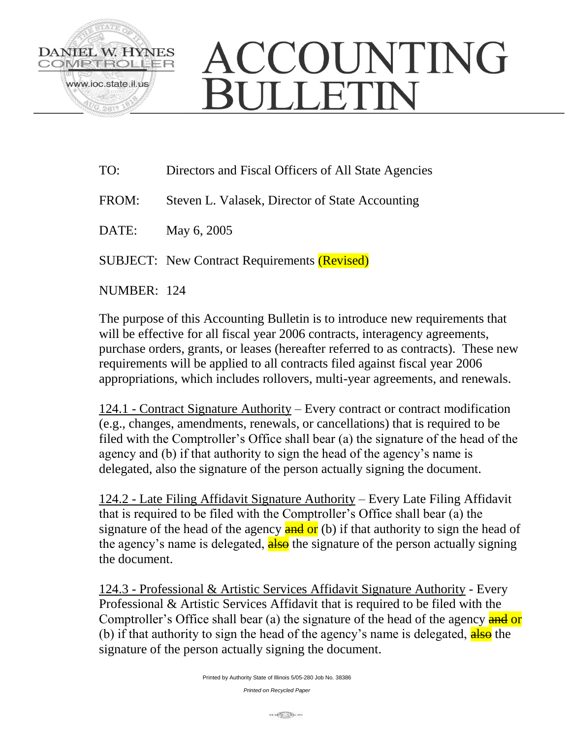DANIEL W. HYNES
COMPTROLLER
www.ioc.state.il.us

# ACCOUNTING BULLETIN

TO: Directors and Fiscal Officers of All State Agencies

FROM: Steven L. Valasek, Director of State Accounting

DATE: May 6, 2005

SUBJECT: New Contract Requirements (Revised)

NUMBER: 124

The purpose of this Accounting Bulletin is to introduce new requirements that will be effective for all fiscal year 2006 contracts, interagency agreements, purchase orders, grants, or leases (hereafter referred to as contracts). These new requirements will be applied to all contracts filed against fiscal year 2006 appropriations, which includes rollovers, multi-year agreements, and renewals.

124.1 - Contract Signature Authority – Every contract or contract modification (e.g., changes, amendments, renewals, or cancellations) that is required to be filed with the Comptroller's Office shall bear (a) the signature of the head of the agency and (b) if that authority to sign the head of the agency's name is delegated, also the signature of the person actually signing the document.

124.2 - Late Filing Affidavit Signature Authority – Every Late Filing Affidavit that is required to be filed with the Comptroller's Office shall bear (a) the signature of the head of the agency ~~and~~ or (b) if that authority to sign the head of the agency's name is delegated, ~~also~~ the signature of the person actually signing the document.

124.3 - Professional & Artistic Services Affidavit Signature Authority - Every Professional & Artistic Services Affidavit that is required to be filed with the Comptroller's Office shall bear (a) the signature of the head of the agency ~~and~~ or (b) if that authority to sign the head of the agency's name is delegated, ~~also~~ the signature of the person actually signing the document.

Printed by Authority State of Illinois 5/05-280 Job No. 38386

*Printed on Recycled Paper*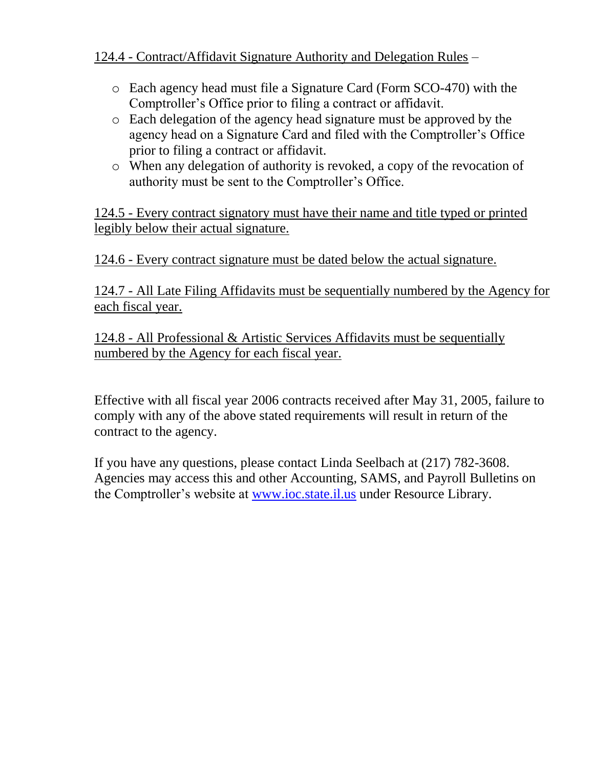124.4 - Contract/Affidavit Signature Authority and Delegation Rules –

- Each agency head must file a Signature Card (Form SCO-470) with the Comptroller's Office prior to filing a contract or affidavit.
- Each delegation of the agency head signature must be approved by the agency head on a Signature Card and filed with the Comptroller's Office prior to filing a contract or affidavit.
- When any delegation of authority is revoked, a copy of the revocation of authority must be sent to the Comptroller's Office.

124.5 - Every contract signatory must have their name and title typed or printed legibly below their actual signature.

124.6 - Every contract signature must be dated below the actual signature.

124.7 - All Late Filing Affidavits must be sequentially numbered by the Agency for each fiscal year.

124.8 - All Professional & Artistic Services Affidavits must be sequentially numbered by the Agency for each fiscal year.

Effective with all fiscal year 2006 contracts received after May 31, 2005, failure to comply with any of the above stated requirements will result in return of the contract to the agency.

If you have any questions, please contact Linda Seelbach at (217) 782-3608. Agencies may access this and other Accounting, SAMS, and Payroll Bulletins on the Comptroller's website at [www.ioc.state.il.us](http://www.ioc.state.il.us) under Resource Library.